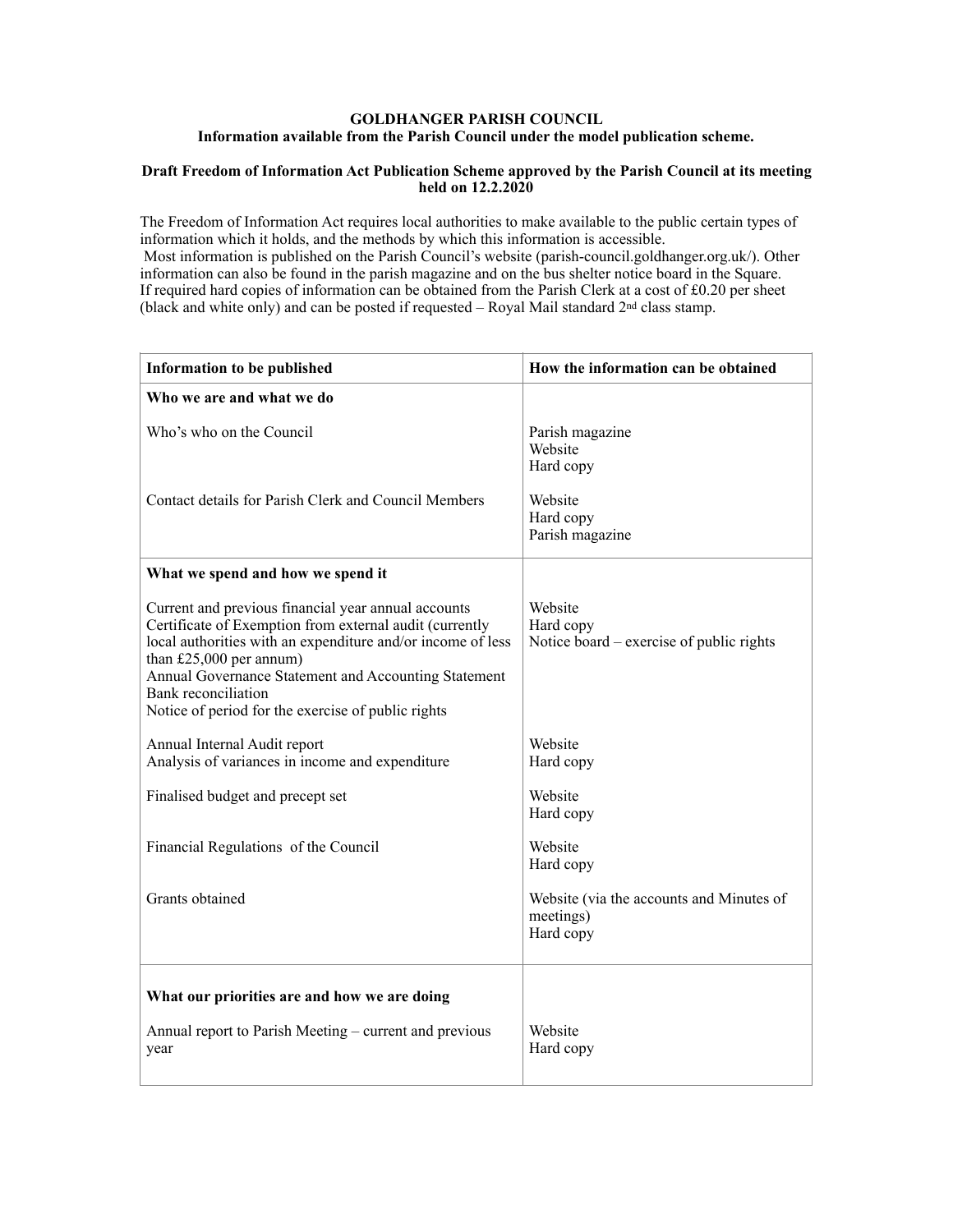**GOLDHANGER PARISH COUNCIL**
**Information available from the Parish Council under the model publication scheme.**

**Draft Freedom of Information Act Publication Scheme approved by the Parish Council at its meeting held on 12.2.2020**

The Freedom of Information Act requires local authorities to make available to the public certain types of information which it holds, and the methods by which this information is accessible.
Most information is published on the Parish Council's website (parish-council.goldhanger.org.uk/). Other information can also be found in the parish magazine and on the bus shelter notice board in the Square.
If required hard copies of information can be obtained from the Parish Clerk at a cost of £0.20 per sheet (black and white only) and can be posted if requested – Royal Mail standard 2nd class stamp.

| **Information to be published** | **How the information can be obtained** |
|---|---|
| **Who we are and what we do** | |
| Who's who on the Council | Parish magazine<br>Website<br>Hard copy |
| Contact details for Parish Clerk and Council Members | Website<br>Hard copy<br>Parish magazine |
| **What we spend and how we spend it** | |
| Current and previous financial year annual accounts<br>Certificate of Exemption from external audit (currently local authorities with an expenditure and/or income of less than £25,000 per annum)<br>Annual Governance Statement and Accounting Statement<br>Bank reconciliation<br>Notice of period for the exercise of public rights | Website<br>Hard copy<br>Notice board – exercise of public rights |
| Annual Internal Audit report<br>Analysis of variances in income and expenditure | Website<br>Hard copy |
| Finalised budget and precept set | Website<br>Hard copy |
| Financial Regulations of the Council | Website<br>Hard copy |
| Grants obtained | Website (via the accounts and Minutes of meetings)<br>Hard copy |
| **What our priorities are and how we are doing** | |
| Annual report to Parish Meeting – current and previous year | Website<br>Hard copy |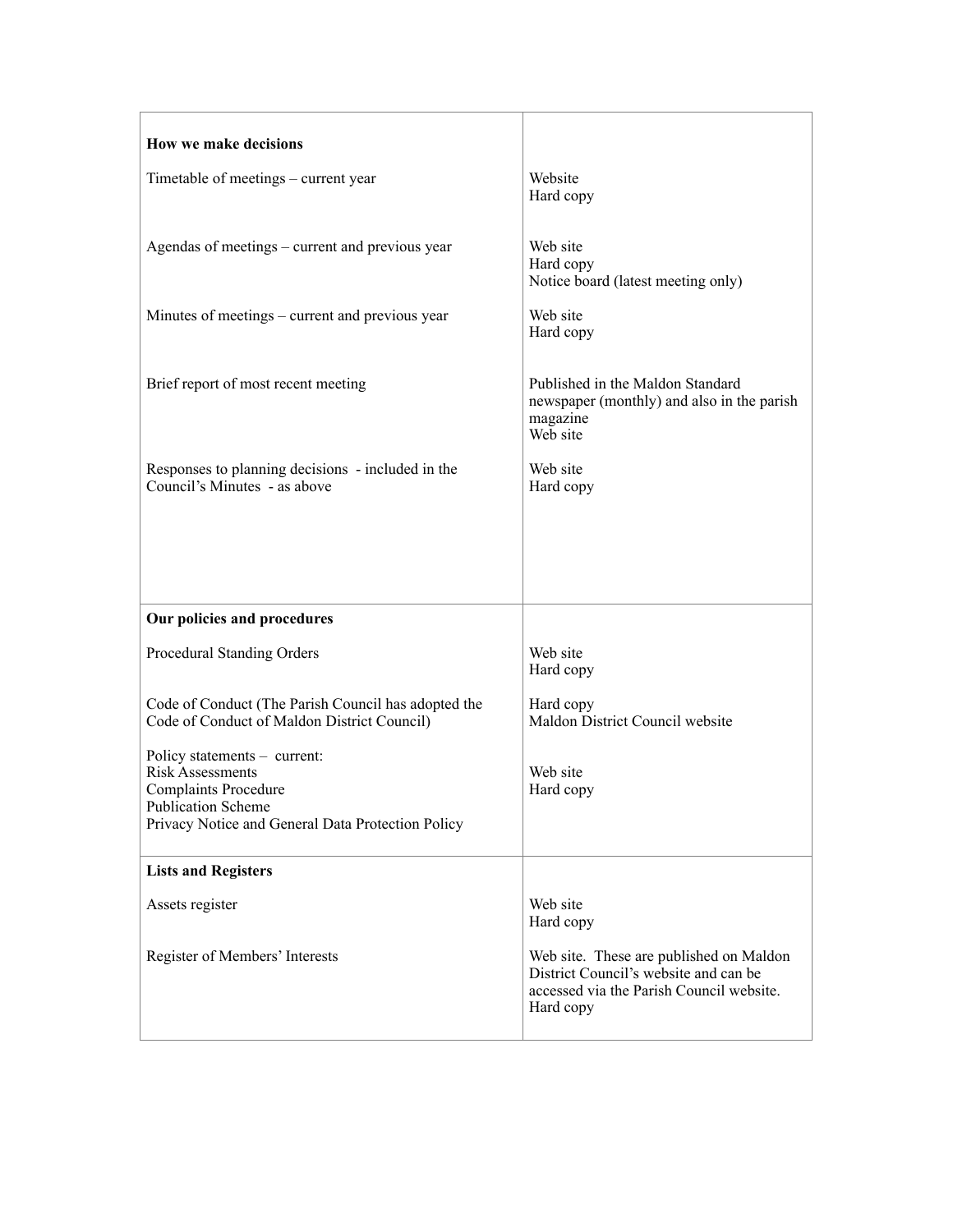| | |
|---|---|
| **How we make decisions** | |
| Timetable of meetings – current year | Website<br>Hard copy |
| Agendas of meetings – current and previous year | Web site<br>Hard copy<br>Notice board (latest meeting only) |
| Minutes of meetings – current and previous year | Web site<br>Hard copy |
| Brief report of most recent meeting | Published in the Maldon Standard newspaper (monthly) and also in the parish magazine<br>Web site |
| Responses to planning decisions - included in the Council's Minutes - as above | Web site<br>Hard copy |
| **Our policies and procedures** | |
| Procedural Standing Orders | Web site<br>Hard copy |
| Code of Conduct (The Parish Council has adopted the Code of Conduct of Maldon District Council) | Hard copy<br>Maldon District Council website |
| Policy statements – current:<br>Risk Assessments<br>Complaints Procedure<br>Publication Scheme<br>Privacy Notice and General Data Protection Policy | Web site<br>Hard copy |
| **Lists and Registers** | |
| Assets register | Web site<br>Hard copy |
| Register of Members' Interests | Web site. These are published on Maldon District Council's website and can be accessed via the Parish Council website.<br>Hard copy |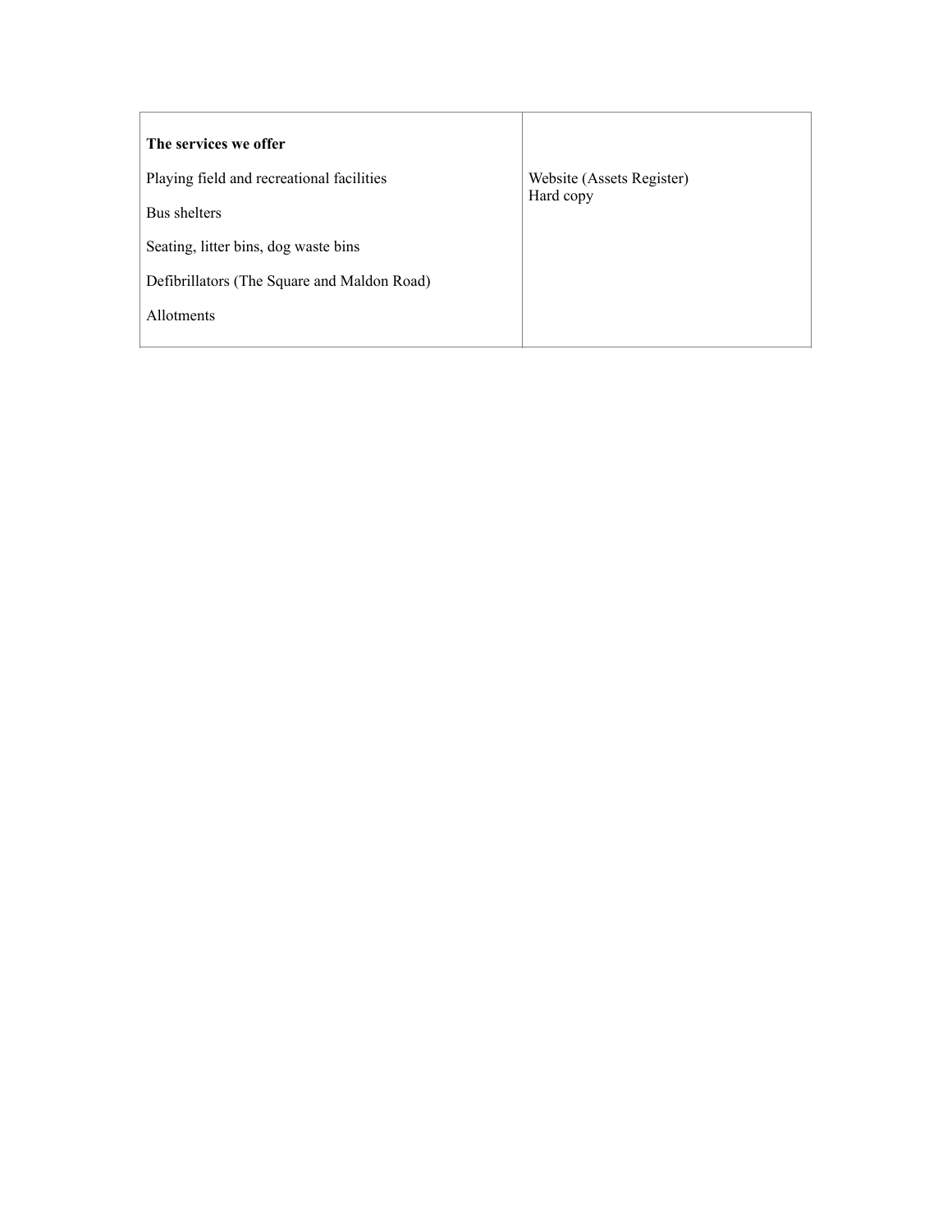| | |
|---|---|
| **The services we offer**<br><br>Playing field and recreational facilities<br><br>Bus shelters<br><br>Seating, litter bins, dog waste bins<br><br>Defibrillators (The Square and Maldon Road)<br><br>Allotments | Website (Assets Register)<br>Hard copy |